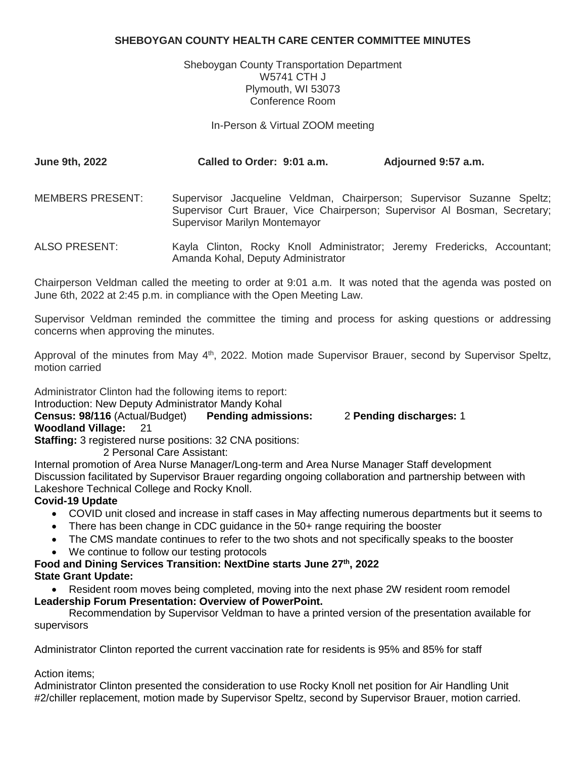**SHEBOYGAN COUNTY HEALTH CARE CENTER COMMITTEE MINUTES**

Sheboygan County Transportation Department
W5741 CTH J
Plymouth, WI 53073
Conference Room

In-Person & Virtual ZOOM meeting

**June 9th, 2022** **Called to Order: 9:01 a.m.** **Adjourned 9:57 a.m.**

MEMBERS PRESENT: Supervisor Jacqueline Veldman, Chairperson; Supervisor Suzanne Speltz; Supervisor Curt Brauer, Vice Chairperson; Supervisor Al Bosman, Secretary; Supervisor Marilyn Montemayor

ALSO PRESENT: Kayla Clinton, Rocky Knoll Administrator; Jeremy Fredericks, Accountant; Amanda Kohal, Deputy Administrator

Chairperson Veldman called the meeting to order at 9:01 a.m. It was noted that the agenda was posted on June 6th, 2022 at 2:45 p.m. in compliance with the Open Meeting Law.

Supervisor Veldman reminded the committee the timing and process for asking questions or addressing concerns when approving the minutes.

Approval of the minutes from May 4th, 2022. Motion made Supervisor Brauer, second by Supervisor Speltz, motion carried

Administrator Clinton had the following items to report:
Introduction: New Deputy Administrator Mandy Kohal
**Census: 98/116** (Actual/Budget) **Pending admissions:** 2 **Pending discharges:** 1
**Woodland Village:** 21
**Staffing:** 3 registered nurse positions: 32 CNA positions:
2 Personal Care Assistant:
Internal promotion of Area Nurse Manager/Long-term and Area Nurse Manager Staff development
Discussion facilitated by Supervisor Brauer regarding ongoing collaboration and partnership between with Lakeshore Technical College and Rocky Knoll.

**Covid-19 Update**

- COVID unit closed and increase in staff cases in May affecting numerous departments but it seems to
- There has been change in CDC guidance in the 50+ range requiring the booster
- The CMS mandate continues to refer to the two shots and not specifically speaks to the booster
- We continue to follow our testing protocols

**Food and Dining Services Transition: NextDine starts June 27th, 2022**
**State Grant Update:**

- Resident room moves being completed, moving into the next phase 2W resident room remodel

**Leadership Forum Presentation: Overview of PowerPoint.**
Recommendation by Supervisor Veldman to have a printed version of the presentation available for supervisors

Administrator Clinton reported the current vaccination rate for residents is 95% and 85% for staff

Action items;
Administrator Clinton presented the consideration to use Rocky Knoll net position for Air Handling Unit #2/chiller replacement, motion made by Supervisor Speltz, second by Supervisor Brauer, motion carried.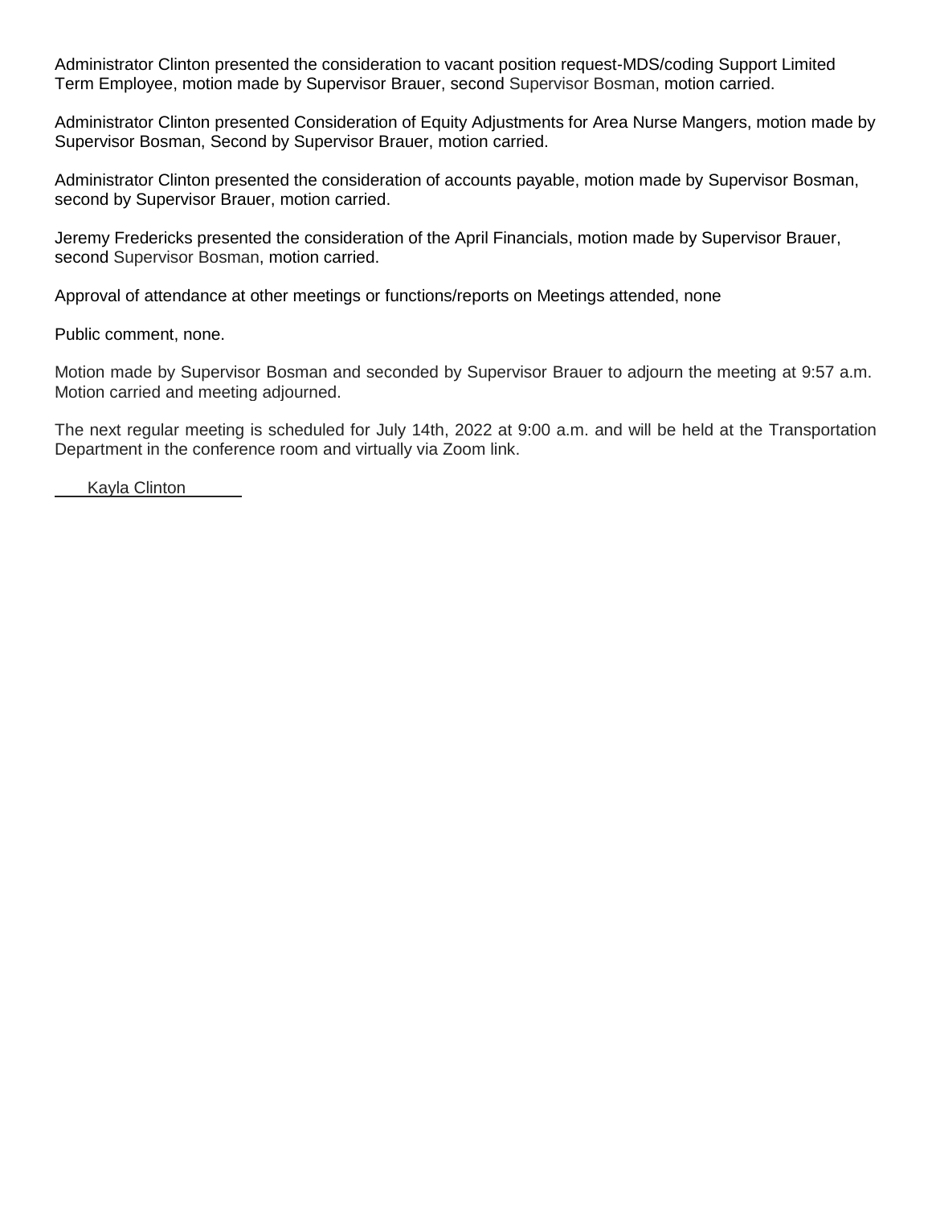Administrator Clinton presented the consideration to vacant position request-MDS/coding Support Limited Term Employee, motion made by Supervisor Brauer, second Supervisor Bosman, motion carried.

Administrator Clinton presented Consideration of Equity Adjustments for Area Nurse Mangers, motion made by Supervisor Bosman, Second by Supervisor Brauer, motion carried.

Administrator Clinton presented the consideration of accounts payable, motion made by Supervisor Bosman, second by Supervisor Brauer, motion carried.

Jeremy Fredericks presented the consideration of the April Financials, motion made by Supervisor Brauer, second Supervisor Bosman, motion carried.

Approval of attendance at other meetings or functions/reports on Meetings attended, none

Public comment, none.

Motion made by Supervisor Bosman and seconded by Supervisor Brauer to adjourn the meeting at 9:57 a.m. Motion carried and meeting adjourned.

The next regular meeting is scheduled for July 14th, 2022 at 9:00 a.m. and will be held at the Transportation Department in the conference room and virtually via Zoom link.

Kayla Clinton